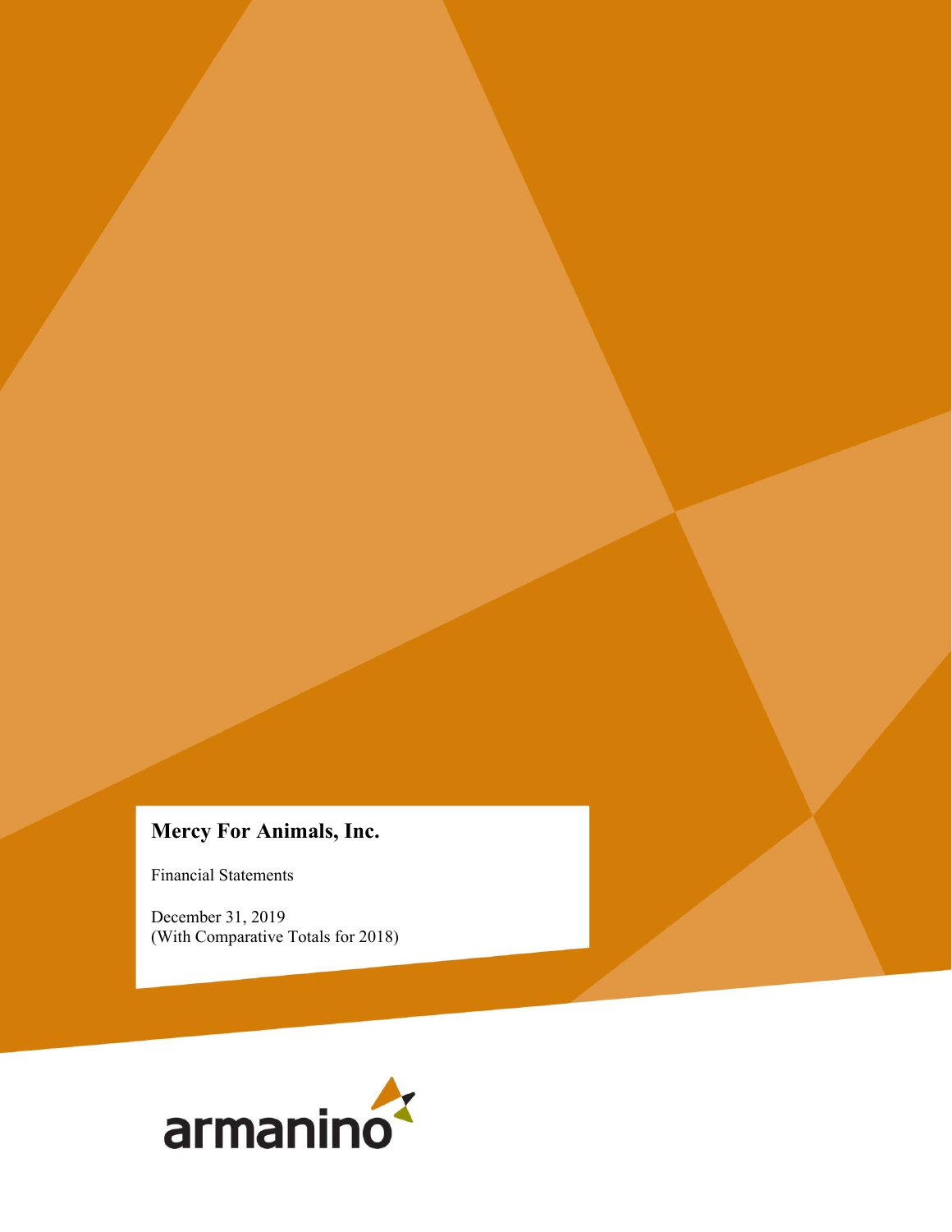# Mercy For Animals, Inc.

Financial Statements

December 31, 2019
(With Comparative Totals for 2018)

armanino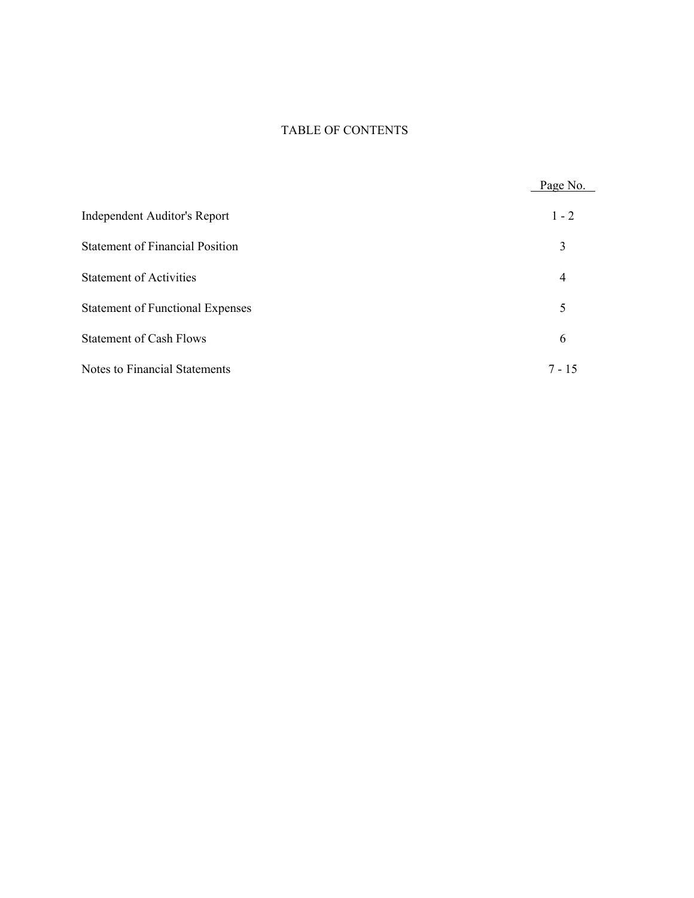# TABLE OF CONTENTS

| | Page No. |
|---|---|
| Independent Auditor's Report | 1 - 2 |
| Statement of Financial Position | 3 |
| Statement of Activities | 4 |
| Statement of Functional Expenses | 5 |
| Statement of Cash Flows | 6 |
| Notes to Financial Statements | 7 - 15 |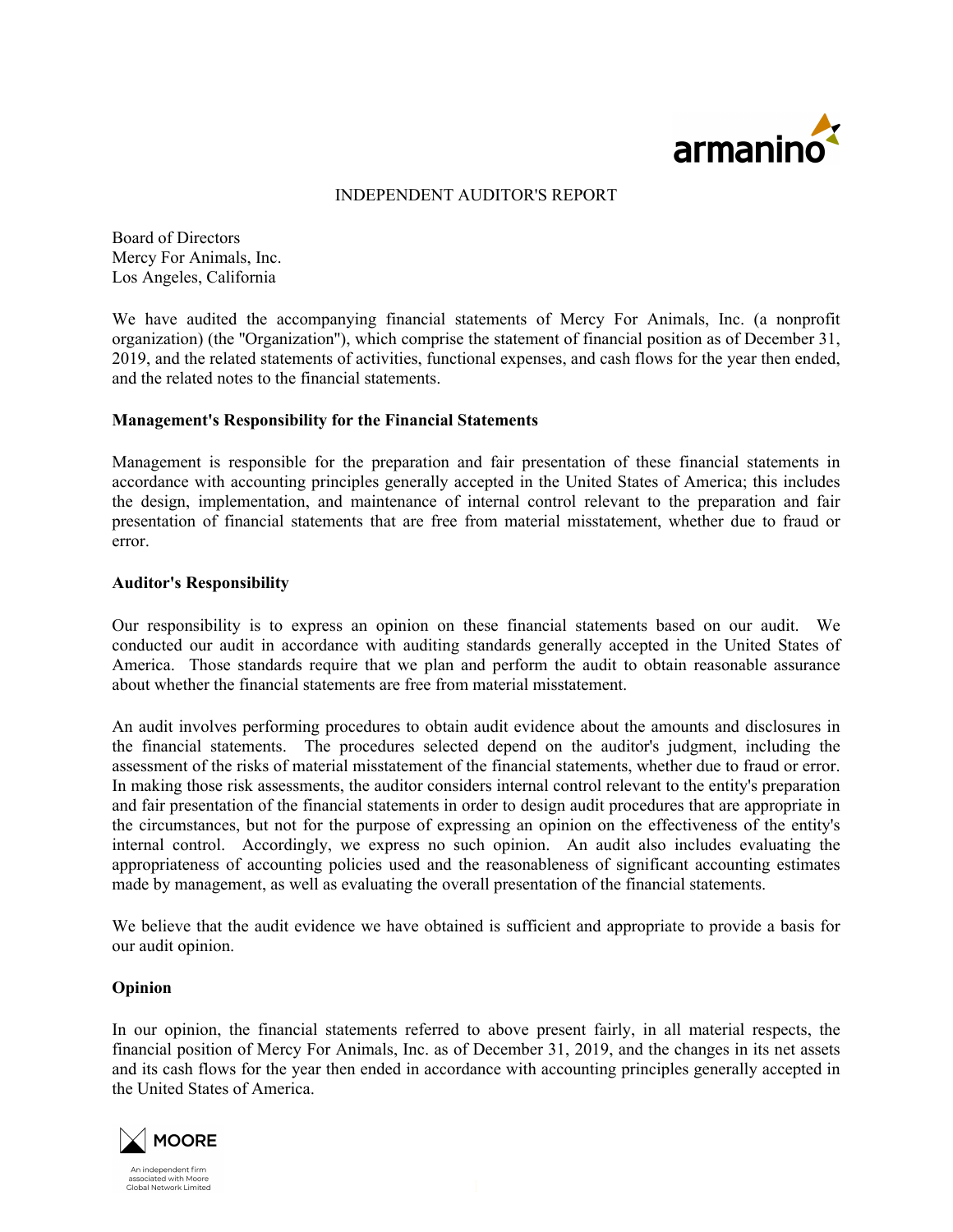# INDEPENDENT AUDITOR'S REPORT

Board of Directors
Mercy For Animals, Inc.
Los Angeles, California

We have audited the accompanying financial statements of Mercy For Animals, Inc. (a nonprofit organization) (the "Organization"), which comprise the statement of financial position as of December 31, 2019, and the related statements of activities, functional expenses, and cash flows for the year then ended, and the related notes to the financial statements.

**Management's Responsibility for the Financial Statements**

Management is responsible for the preparation and fair presentation of these financial statements in accordance with accounting principles generally accepted in the United States of America; this includes the design, implementation, and maintenance of internal control relevant to the preparation and fair presentation of financial statements that are free from material misstatement, whether due to fraud or error.

**Auditor's Responsibility**

Our responsibility is to express an opinion on these financial statements based on our audit. We conducted our audit in accordance with auditing standards generally accepted in the United States of America. Those standards require that we plan and perform the audit to obtain reasonable assurance about whether the financial statements are free from material misstatement.

An audit involves performing procedures to obtain audit evidence about the amounts and disclosures in the financial statements. The procedures selected depend on the auditor's judgment, including the assessment of the risks of material misstatement of the financial statements, whether due to fraud or error. In making those risk assessments, the auditor considers internal control relevant to the entity's preparation and fair presentation of the financial statements in order to design audit procedures that are appropriate in the circumstances, but not for the purpose of expressing an opinion on the effectiveness of the entity's internal control. Accordingly, we express no such opinion. An audit also includes evaluating the appropriateness of accounting policies used and the reasonableness of significant accounting estimates made by management, as well as evaluating the overall presentation of the financial statements.

We believe that the audit evidence we have obtained is sufficient and appropriate to provide a basis for our audit opinion.

**Opinion**

In our opinion, the financial statements referred to above present fairly, in all material respects, the financial position of Mercy For Animals, Inc. as of December 31, 2019, and the changes in its net assets and its cash flows for the year then ended in accordance with accounting principles generally accepted in the United States of America.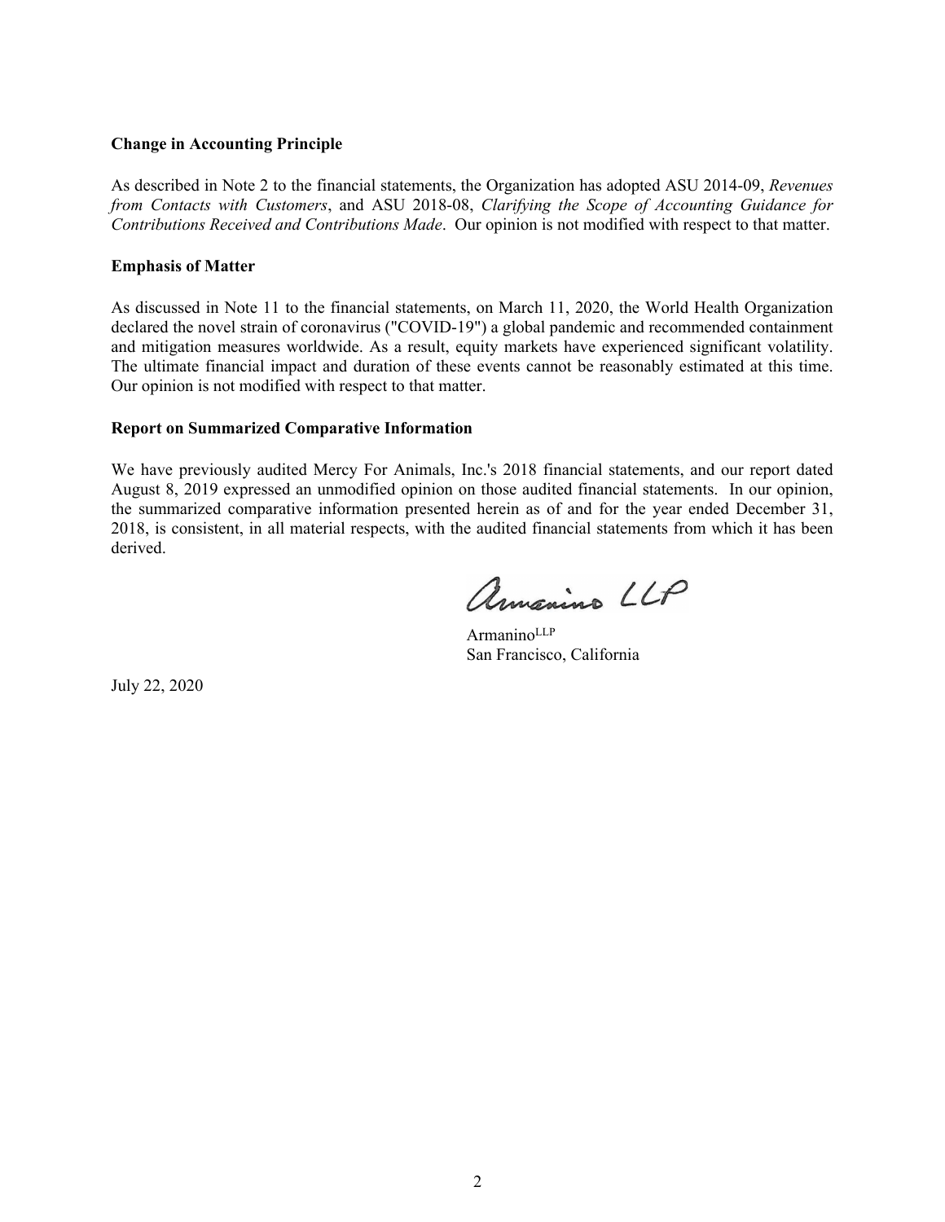**Change in Accounting Principle**

As described in Note 2 to the financial statements, the Organization has adopted ASU 2014-09, *Revenues from Contacts with Customers*, and ASU 2018-08, *Clarifying the Scope of Accounting Guidance for Contributions Received and Contributions Made*. Our opinion is not modified with respect to that matter.

**Emphasis of Matter**

As discussed in Note 11 to the financial statements, on March 11, 2020, the World Health Organization declared the novel strain of coronavirus ("COVID-19") a global pandemic and recommended containment and mitigation measures worldwide. As a result, equity markets have experienced significant volatility. The ultimate financial impact and duration of these events cannot be reasonably estimated at this time. Our opinion is not modified with respect to that matter.

**Report on Summarized Comparative Information**

We have previously audited Mercy For Animals, Inc.'s 2018 financial statements, and our report dated August 8, 2019 expressed an unmodified opinion on those audited financial statements. In our opinion, the summarized comparative information presented herein as of and for the year ended December 31, 2018, is consistent, in all material respects, with the audited financial statements from which it has been derived.

Armanino LLP

Armanino[LLP]
San Francisco, California

July 22, 2020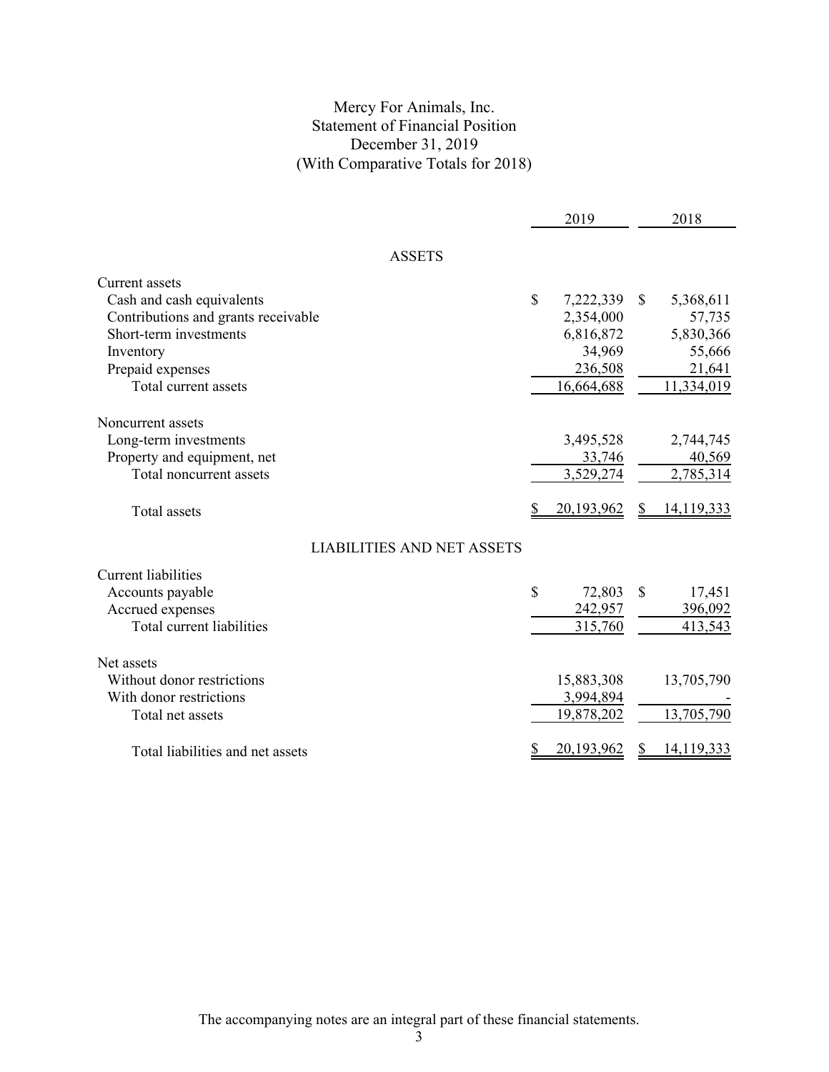# Mercy For Animals, Inc.
## Statement of Financial Position
### December 31, 2019
### (With Comparative Totals for 2018)

| | 2019 | 2018 |
|---|---|---|
| **ASSETS** | | |
| Current assets | | |
| Cash and cash equivalents | $ 7,222,339 | $ 5,368,611 |
| Contributions and grants receivable | 2,354,000 | 57,735 |
| Short-term investments | 6,816,872 | 5,830,366 |
| Inventory | 34,969 | 55,666 |
| Prepaid expenses | 236,508 | 21,641 |
| Total current assets | 16,664,688 | 11,334,019 |
| Noncurrent assets | | |
| Long-term investments | 3,495,528 | 2,744,745 |
| Property and equipment, net | 33,746 | 40,569 |
| Total noncurrent assets | 3,529,274 | 2,785,314 |
| Total assets | $ 20,193,962 | $ 14,119,333 |
| **LIABILITIES AND NET ASSETS** | | |
| Current liabilities | | |
| Accounts payable | $ 72,803 | $ 17,451 |
| Accrued expenses | 242,957 | 396,092 |
| Total current liabilities | 315,760 | 413,543 |
| Net assets | | |
| Without donor restrictions | 15,883,308 | 13,705,790 |
| With donor restrictions | 3,994,894 | - |
| Total net assets | 19,878,202 | 13,705,790 |
| Total liabilities and net assets | $ 20,193,962 | $ 14,119,333 |

The accompanying notes are an integral part of these financial statements.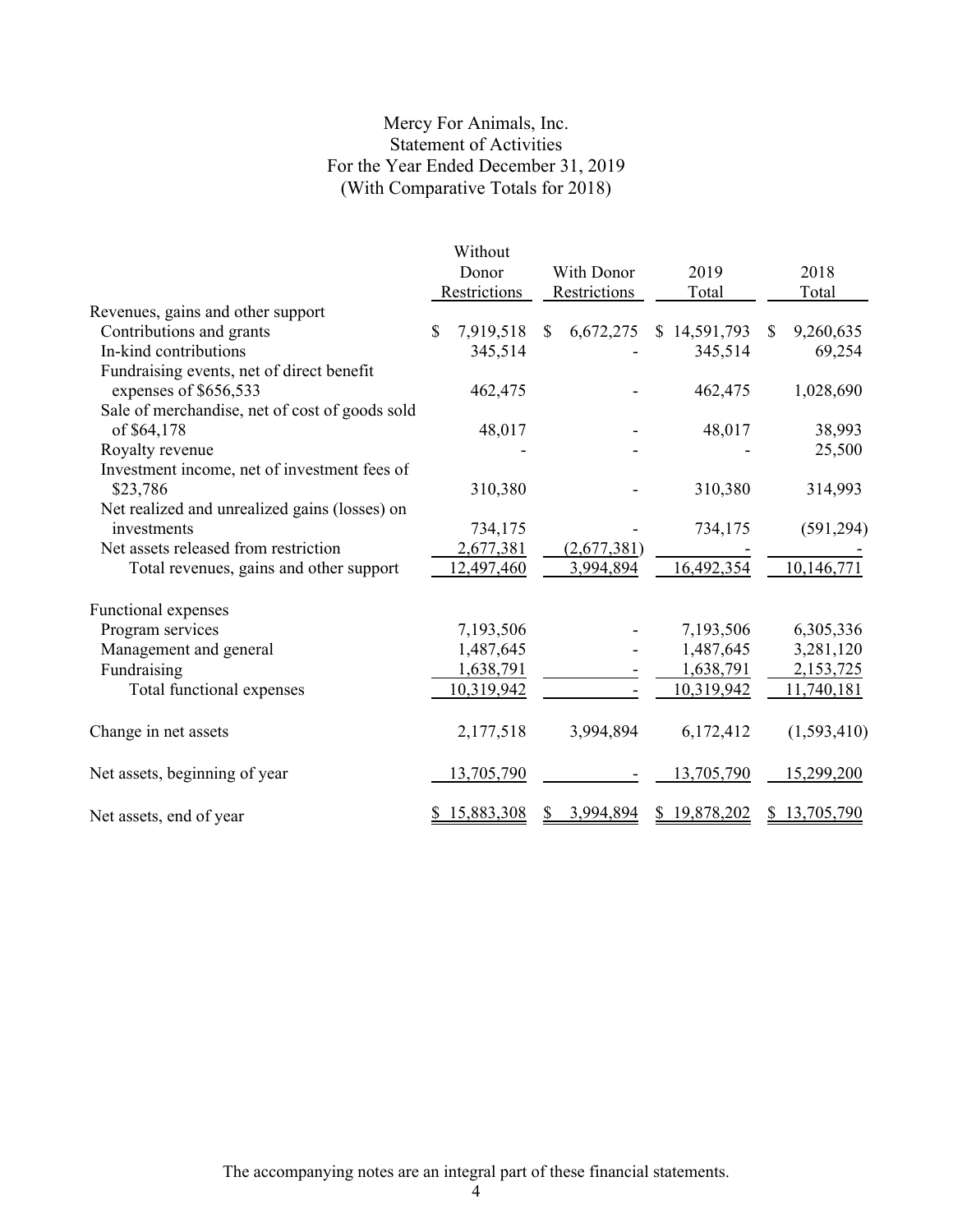# Mercy For Animals, Inc.
## Statement of Activities
### For the Year Ended December 31, 2019
### (With Comparative Totals for 2018)

| | Without Donor Restrictions | With Donor Restrictions | 2019 Total | 2018 Total |
|---|---|---|---|---|
| Revenues, gains and other support | | | | |
| Contributions and grants | $ 7,919,518 | $ 6,672,275 | $ 14,591,793 | $ 9,260,635 |
| In-kind contributions | 345,514 | - | 345,514 | 69,254 |
| Fundraising events, net of direct benefit expenses of $656,533 | 462,475 | - | 462,475 | 1,028,690 |
| Sale of merchandise, net of cost of goods sold of $64,178 | 48,017 | - | 48,017 | 38,993 |
| Royalty revenue | - | - | - | 25,500 |
| Investment income, net of investment fees of $23,786 | 310,380 | - | 310,380 | 314,993 |
| Net realized and unrealized gains (losses) on investments | 734,175 | - | 734,175 | (591,294) |
| Net assets released from restriction | 2,677,381 | (2,677,381) | - | - |
| Total revenues, gains and other support | 12,497,460 | 3,994,894 | 16,492,354 | 10,146,771 |
| Functional expenses | | | | |
| Program services | 7,193,506 | - | 7,193,506 | 6,305,336 |
| Management and general | 1,487,645 | - | 1,487,645 | 3,281,120 |
| Fundraising | 1,638,791 | - | 1,638,791 | 2,153,725 |
| Total functional expenses | 10,319,942 | - | 10,319,942 | 11,740,181 |
| Change in net assets | 2,177,518 | 3,994,894 | 6,172,412 | (1,593,410) |
| Net assets, beginning of year | 13,705,790 | - | 13,705,790 | 15,299,200 |
| Net assets, end of year | $ 15,883,308 | $ 3,994,894 | $ 19,878,202 | $ 13,705,790 |

The accompanying notes are an integral part of these financial statements.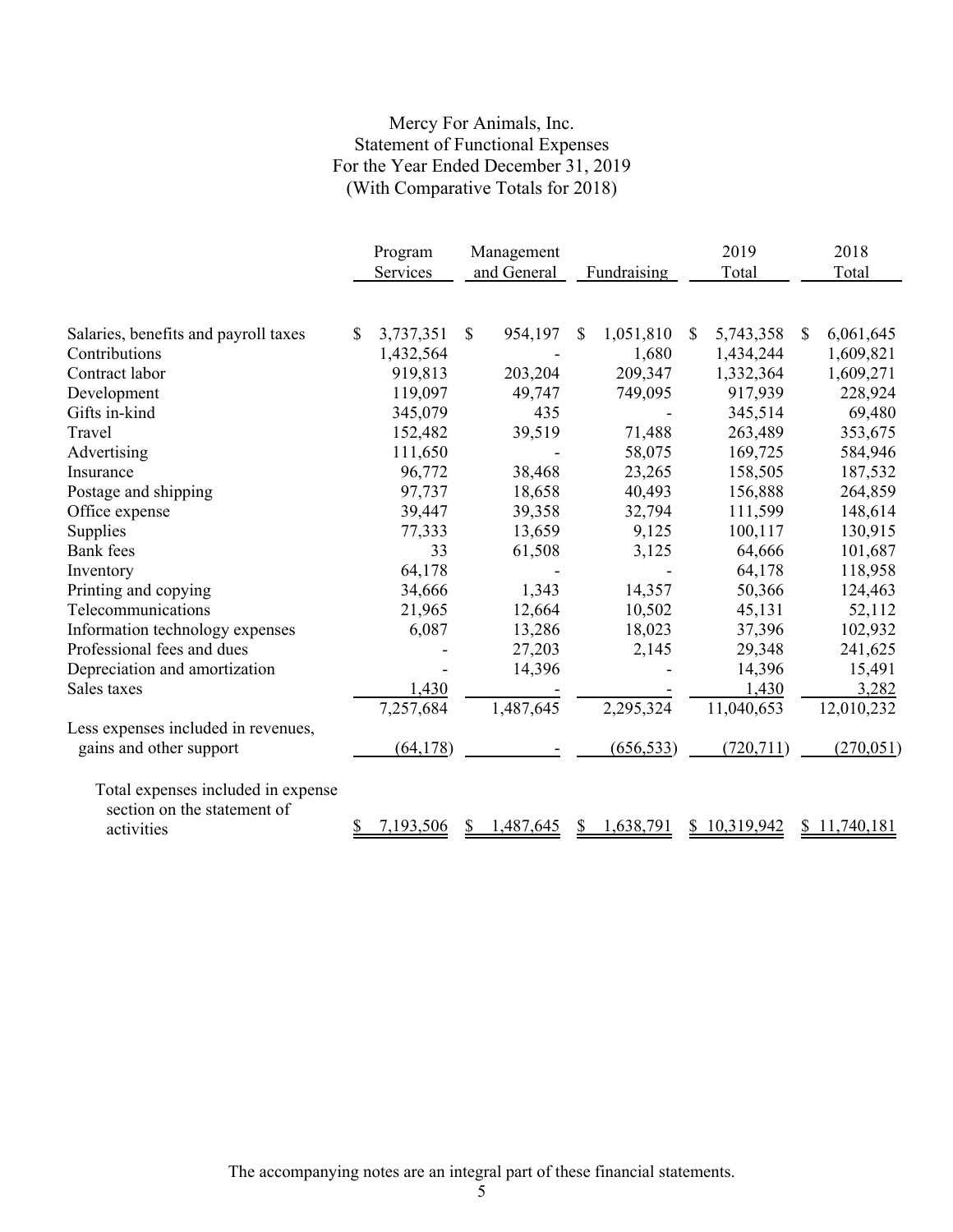# Mercy For Animals, Inc.
## Statement of Functional Expenses
### For the Year Ended December 31, 2019
### (With Comparative Totals for 2018)

| | Program Services | Management and General | Fundraising | 2019 Total | 2018 Total |
|---|---|---|---|---|---|
| Salaries, benefits and payroll taxes | $ 3,737,351 | $ 954,197 | $ 1,051,810 | $ 5,743,358 | $ 6,061,645 |
| Contributions | 1,432,564 | - | 1,680 | 1,434,244 | 1,609,821 |
| Contract labor | 919,813 | 203,204 | 209,347 | 1,332,364 | 1,609,271 |
| Development | 119,097 | 49,747 | 749,095 | 917,939 | 228,924 |
| Gifts in-kind | 345,079 | 435 | - | 345,514 | 69,480 |
| Travel | 152,482 | 39,519 | 71,488 | 263,489 | 353,675 |
| Advertising | 111,650 | - | 58,075 | 169,725 | 584,946 |
| Insurance | 96,772 | 38,468 | 23,265 | 158,505 | 187,532 |
| Postage and shipping | 97,737 | 18,658 | 40,493 | 156,888 | 264,859 |
| Office expense | 39,447 | 39,358 | 32,794 | 111,599 | 148,614 |
| Supplies | 77,333 | 13,659 | 9,125 | 100,117 | 130,915 |
| Bank fees | 33 | 61,508 | 3,125 | 64,666 | 101,687 |
| Inventory | 64,178 | - | - | 64,178 | 118,958 |
| Printing and copying | 34,666 | 1,343 | 14,357 | 50,366 | 124,463 |
| Telecommunications | 21,965 | 12,664 | 10,502 | 45,131 | 52,112 |
| Information technology expenses | 6,087 | 13,286 | 18,023 | 37,396 | 102,932 |
| Professional fees and dues | - | 27,203 | 2,145 | 29,348 | 241,625 |
| Depreciation and amortization | - | 14,396 | - | 14,396 | 15,491 |
| Sales taxes | 1,430 | - | - | 1,430 | 3,282 |
| | 7,257,684 | 1,487,645 | 2,295,324 | 11,040,653 | 12,010,232 |
| Less expenses included in revenues, gains and other support | (64,178) | - | (656,533) | (720,711) | (270,051) |
| Total expenses included in expense section on the statement of activities | $ 7,193,506 | $ 1,487,645 | $ 1,638,791 | $ 10,319,942 | $ 11,740,181 |

The accompanying notes are an integral part of these financial statements.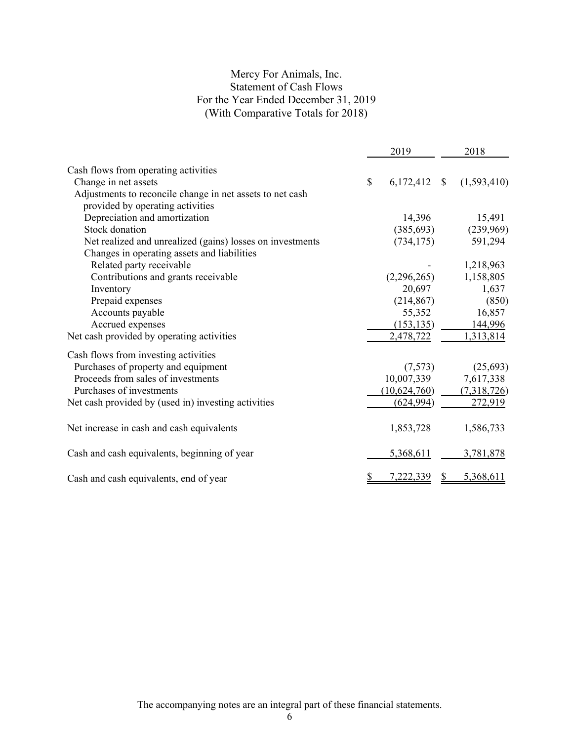# Mercy For Animals, Inc.
## Statement of Cash Flows
### For the Year Ended December 31, 2019
### (With Comparative Totals for 2018)

| | 2019 | 2018 |
|---|---|---|
| Cash flows from operating activities | | |
| Change in net assets | $ 6,172,412 | $ (1,593,410) |
| Adjustments to reconcile change in net assets to net cash provided by operating activities | | |
| Depreciation and amortization | 14,396 | 15,491 |
| Stock donation | (385,693) | (239,969) |
| Net realized and unrealized (gains) losses on investments | (734,175) | 591,294 |
| Changes in operating assets and liabilities | | |
| Related party receivable | - | 1,218,963 |
| Contributions and grants receivable | (2,296,265) | 1,158,805 |
| Inventory | 20,697 | 1,637 |
| Prepaid expenses | (214,867) | (850) |
| Accounts payable | 55,352 | 16,857 |
| Accrued expenses | (153,135) | 144,996 |
| Net cash provided by operating activities | 2,478,722 | 1,313,814 |
| Cash flows from investing activities | | |
| Purchases of property and equipment | (7,573) | (25,693) |
| Proceeds from sales of investments | 10,007,339 | 7,617,338 |
| Purchases of investments | (10,624,760) | (7,318,726) |
| Net cash provided by (used in) investing activities | (624,994) | 272,919 |
| Net increase in cash and cash equivalents | 1,853,728 | 1,586,733 |
| Cash and cash equivalents, beginning of year | 5,368,611 | 3,781,878 |
| Cash and cash equivalents, end of year | $ 7,222,339 | $ 5,368,611 |

The accompanying notes are an integral part of these financial statements.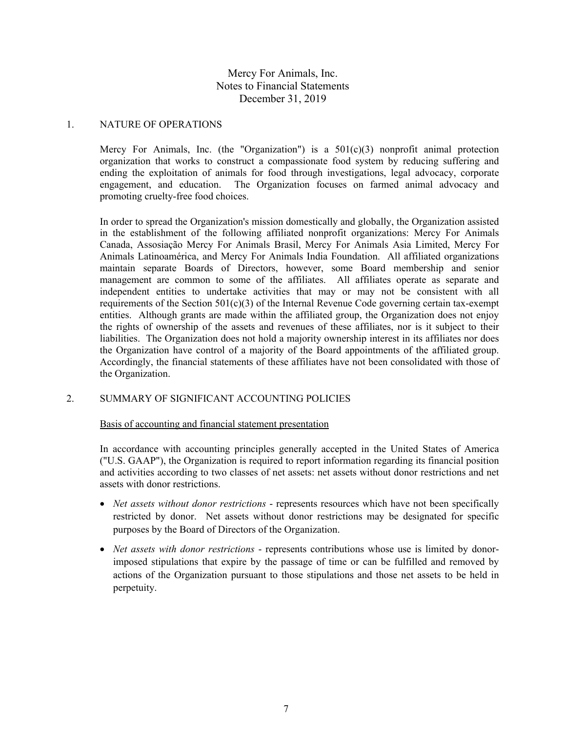# Mercy For Animals, Inc.
## Notes to Financial Statements
## December 31, 2019

### 1. NATURE OF OPERATIONS

Mercy For Animals, Inc. (the "Organization") is a 501(c)(3) nonprofit animal protection organization that works to construct a compassionate food system by reducing suffering and ending the exploitation of animals for food through investigations, legal advocacy, corporate engagement, and education. The Organization focuses on farmed animal advocacy and promoting cruelty-free food choices.

In order to spread the Organization's mission domestically and globally, the Organization assisted in the establishment of the following affiliated nonprofit organizations: Mercy For Animals Canada, Assosiação Mercy For Animals Brasil, Mercy For Animals Asia Limited, Mercy For Animals Latinoamérica, and Mercy For Animals India Foundation. All affiliated organizations maintain separate Boards of Directors, however, some Board membership and senior management are common to some of the affiliates. All affiliates operate as separate and independent entities to undertake activities that may or may not be consistent with all requirements of the Section 501(c)(3) of the Internal Revenue Code governing certain tax-exempt entities. Although grants are made within the affiliated group, the Organization does not enjoy the rights of ownership of the assets and revenues of these affiliates, nor is it subject to their liabilities. The Organization does not hold a majority ownership interest in its affiliates nor does the Organization have control of a majority of the Board appointments of the affiliated group. Accordingly, the financial statements of these affiliates have not been consolidated with those of the Organization.

### 2. SUMMARY OF SIGNIFICANT ACCOUNTING POLICIES

Basis of accounting and financial statement presentation

In accordance with accounting principles generally accepted in the United States of America ("U.S. GAAP"), the Organization is required to report information regarding its financial position and activities according to two classes of net assets: net assets without donor restrictions and net assets with donor restrictions.

- *Net assets without donor restrictions* - represents resources which have not been specifically restricted by donor. Net assets without donor restrictions may be designated for specific purposes by the Board of Directors of the Organization.
- *Net assets with donor restrictions* - represents contributions whose use is limited by donor-imposed stipulations that expire by the passage of time or can be fulfilled and removed by actions of the Organization pursuant to those stipulations and those net assets to be held in perpetuity.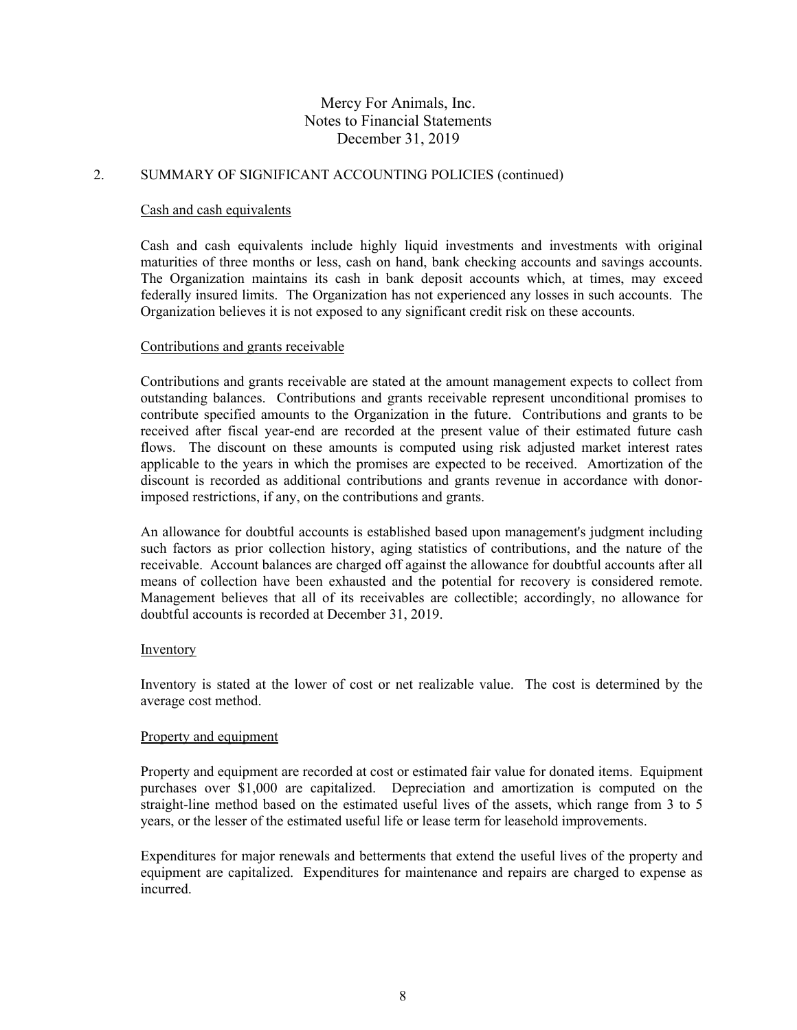Mercy For Animals, Inc.
Notes to Financial Statements
December 31, 2019

## 2. SUMMARY OF SIGNIFICANT ACCOUNTING POLICIES (continued)

### Cash and cash equivalents

Cash and cash equivalents include highly liquid investments and investments with original maturities of three months or less, cash on hand, bank checking accounts and savings accounts. The Organization maintains its cash in bank deposit accounts which, at times, may exceed federally insured limits. The Organization has not experienced any losses in such accounts. The Organization believes it is not exposed to any significant credit risk on these accounts.

### Contributions and grants receivable

Contributions and grants receivable are stated at the amount management expects to collect from outstanding balances. Contributions and grants receivable represent unconditional promises to contribute specified amounts to the Organization in the future. Contributions and grants to be received after fiscal year-end are recorded at the present value of their estimated future cash flows. The discount on these amounts is computed using risk adjusted market interest rates applicable to the years in which the promises are expected to be received. Amortization of the discount is recorded as additional contributions and grants revenue in accordance with donor-imposed restrictions, if any, on the contributions and grants.

An allowance for doubtful accounts is established based upon management's judgment including such factors as prior collection history, aging statistics of contributions, and the nature of the receivable. Account balances are charged off against the allowance for doubtful accounts after all means of collection have been exhausted and the potential for recovery is considered remote. Management believes that all of its receivables are collectible; accordingly, no allowance for doubtful accounts is recorded at December 31, 2019.

### Inventory

Inventory is stated at the lower of cost or net realizable value. The cost is determined by the average cost method.

### Property and equipment

Property and equipment are recorded at cost or estimated fair value for donated items. Equipment purchases over $1,000 are capitalized. Depreciation and amortization is computed on the straight-line method based on the estimated useful lives of the assets, which range from 3 to 5 years, or the lesser of the estimated useful life or lease term for leasehold improvements.

Expenditures for major renewals and betterments that extend the useful lives of the property and equipment are capitalized. Expenditures for maintenance and repairs are charged to expense as incurred.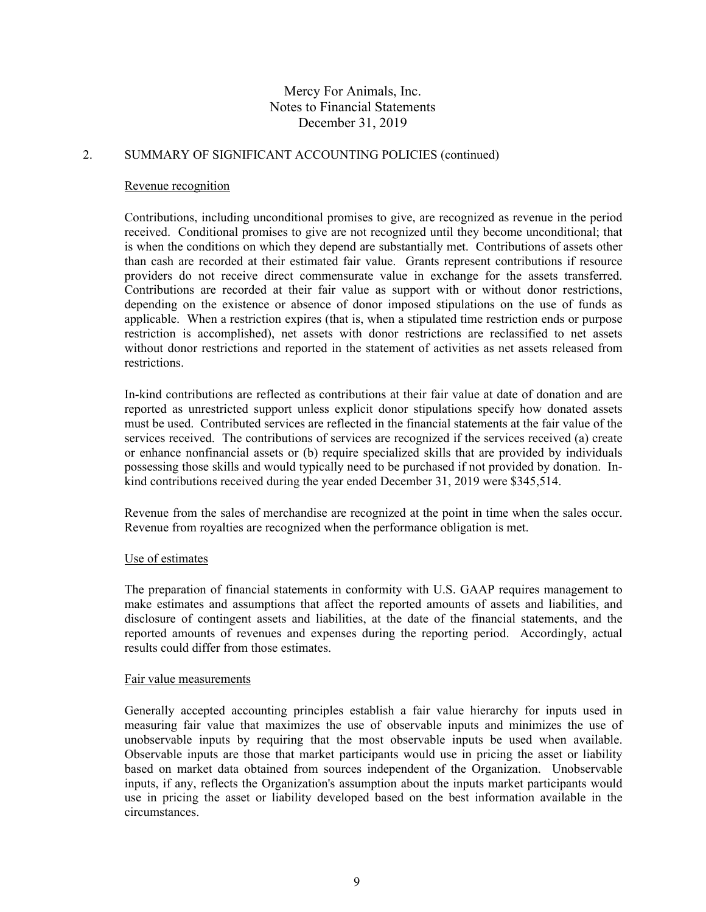Mercy For Animals, Inc.
Notes to Financial Statements
December 31, 2019

## 2. SUMMARY OF SIGNIFICANT ACCOUNTING POLICIES (continued)

### Revenue recognition

Contributions, including unconditional promises to give, are recognized as revenue in the period received. Conditional promises to give are not recognized until they become unconditional; that is when the conditions on which they depend are substantially met. Contributions of assets other than cash are recorded at their estimated fair value. Grants represent contributions if resource providers do not receive direct commensurate value in exchange for the assets transferred. Contributions are recorded at their fair value as support with or without donor restrictions, depending on the existence or absence of donor imposed stipulations on the use of funds as applicable. When a restriction expires (that is, when a stipulated time restriction ends or purpose restriction is accomplished), net assets with donor restrictions are reclassified to net assets without donor restrictions and reported in the statement of activities as net assets released from restrictions.

In-kind contributions are reflected as contributions at their fair value at date of donation and are reported as unrestricted support unless explicit donor stipulations specify how donated assets must be used. Contributed services are reflected in the financial statements at the fair value of the services received. The contributions of services are recognized if the services received (a) create or enhance nonfinancial assets or (b) require specialized skills that are provided by individuals possessing those skills and would typically need to be purchased if not provided by donation. In-kind contributions received during the year ended December 31, 2019 were $345,514.

Revenue from the sales of merchandise are recognized at the point in time when the sales occur. Revenue from royalties are recognized when the performance obligation is met.

### Use of estimates

The preparation of financial statements in conformity with U.S. GAAP requires management to make estimates and assumptions that affect the reported amounts of assets and liabilities, and disclosure of contingent assets and liabilities, at the date of the financial statements, and the reported amounts of revenues and expenses during the reporting period. Accordingly, actual results could differ from those estimates.

### Fair value measurements

Generally accepted accounting principles establish a fair value hierarchy for inputs used in measuring fair value that maximizes the use of observable inputs and minimizes the use of unobservable inputs by requiring that the most observable inputs be used when available. Observable inputs are those that market participants would use in pricing the asset or liability based on market data obtained from sources independent of the Organization. Unobservable inputs, if any, reflects the Organization's assumption about the inputs market participants would use in pricing the asset or liability developed based on the best information available in the circumstances.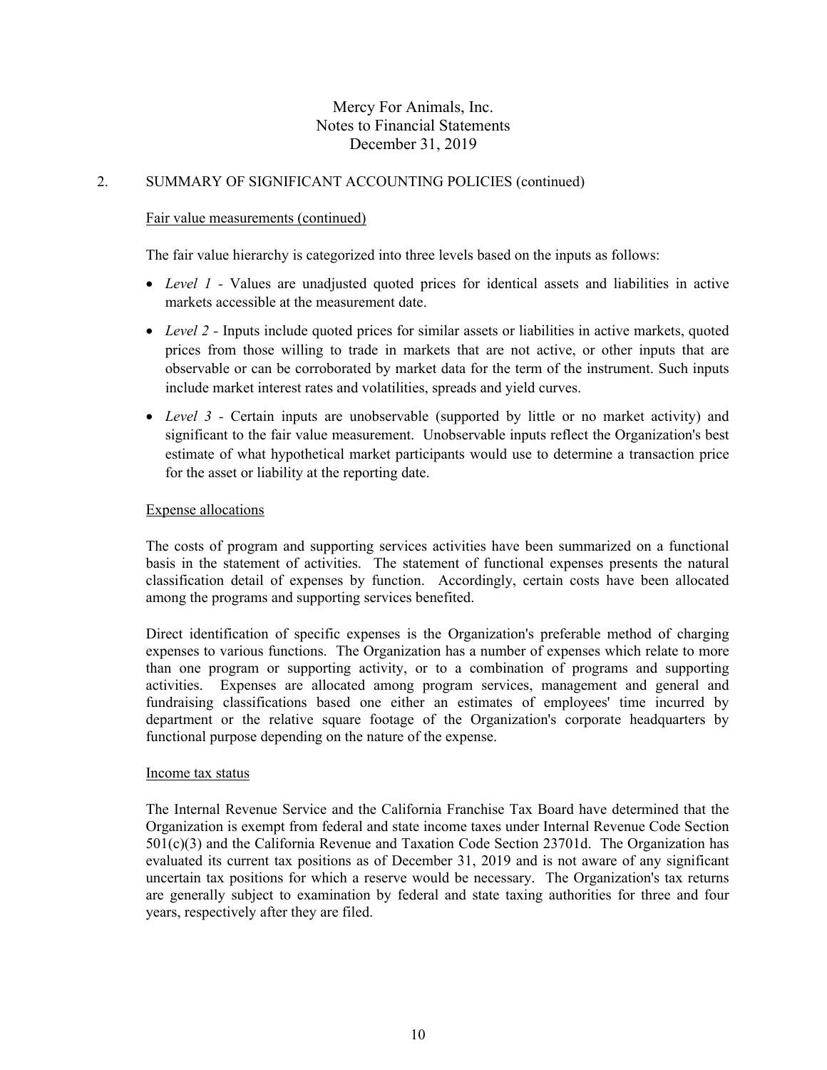Mercy For Animals, Inc.
Notes to Financial Statements
December 31, 2019

## 2. SUMMARY OF SIGNIFICANT ACCOUNTING POLICIES (continued)

### Fair value measurements (continued)

The fair value hierarchy is categorized into three levels based on the inputs as follows:

- *Level 1* - Values are unadjusted quoted prices for identical assets and liabilities in active markets accessible at the measurement date.
- *Level 2* - Inputs include quoted prices for similar assets or liabilities in active markets, quoted prices from those willing to trade in markets that are not active, or other inputs that are observable or can be corroborated by market data for the term of the instrument. Such inputs include market interest rates and volatilities, spreads and yield curves.
- *Level 3* - Certain inputs are unobservable (supported by little or no market activity) and significant to the fair value measurement. Unobservable inputs reflect the Organization's best estimate of what hypothetical market participants would use to determine a transaction price for the asset or liability at the reporting date.

### Expense allocations

The costs of program and supporting services activities have been summarized on a functional basis in the statement of activities. The statement of functional expenses presents the natural classification detail of expenses by function. Accordingly, certain costs have been allocated among the programs and supporting services benefited.

Direct identification of specific expenses is the Organization's preferable method of charging expenses to various functions. The Organization has a number of expenses which relate to more than one program or supporting activity, or to a combination of programs and supporting activities. Expenses are allocated among program services, management and general and fundraising classifications based one either an estimates of employees' time incurred by department or the relative square footage of the Organization's corporate headquarters by functional purpose depending on the nature of the expense.

### Income tax status

The Internal Revenue Service and the California Franchise Tax Board have determined that the Organization is exempt from federal and state income taxes under Internal Revenue Code Section 501(c)(3) and the California Revenue and Taxation Code Section 23701d. The Organization has evaluated its current tax positions as of December 31, 2019 and is not aware of any significant uncertain tax positions for which a reserve would be necessary. The Organization's tax returns are generally subject to examination by federal and state taxing authorities for three and four years, respectively after they are filed.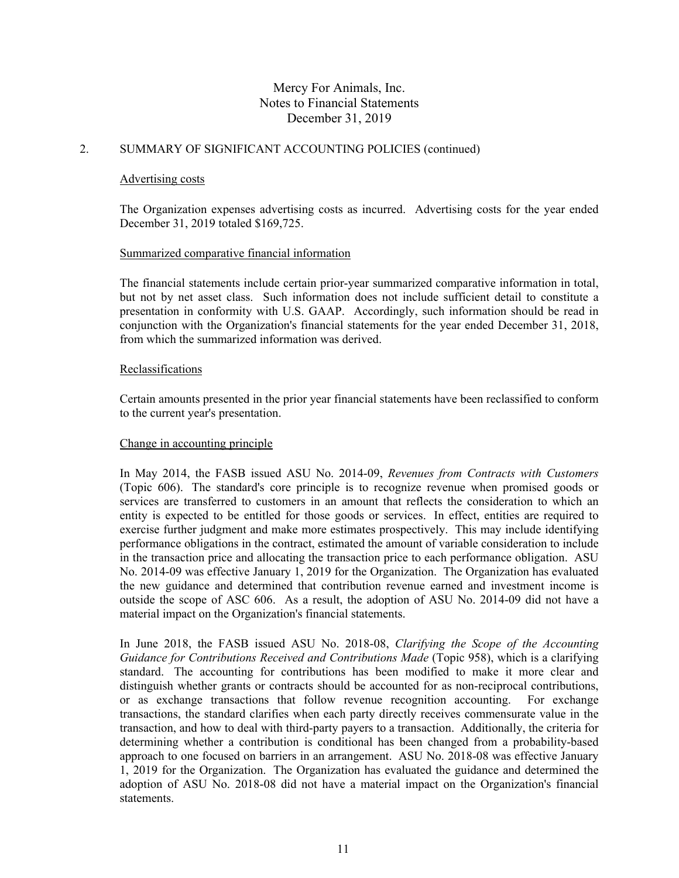## 2. SUMMARY OF SIGNIFICANT ACCOUNTING POLICIES (continued)

### Advertising costs

The Organization expenses advertising costs as incurred. Advertising costs for the year ended December 31, 2019 totaled $169,725.

### Summarized comparative financial information

The financial statements include certain prior-year summarized comparative information in total, but not by net asset class. Such information does not include sufficient detail to constitute a presentation in conformity with U.S. GAAP. Accordingly, such information should be read in conjunction with the Organization's financial statements for the year ended December 31, 2018, from which the summarized information was derived.

### Reclassifications

Certain amounts presented in the prior year financial statements have been reclassified to conform to the current year's presentation.

### Change in accounting principle

In May 2014, the FASB issued ASU No. 2014-09, *Revenues from Contracts with Customers* (Topic 606). The standard's core principle is to recognize revenue when promised goods or services are transferred to customers in an amount that reflects the consideration to which an entity is expected to be entitled for those goods or services. In effect, entities are required to exercise further judgment and make more estimates prospectively. This may include identifying performance obligations in the contract, estimated the amount of variable consideration to include in the transaction price and allocating the transaction price to each performance obligation. ASU No. 2014-09 was effective January 1, 2019 for the Organization. The Organization has evaluated the new guidance and determined that contribution revenue earned and investment income is outside the scope of ASC 606. As a result, the adoption of ASU No. 2014-09 did not have a material impact on the Organization's financial statements.

In June 2018, the FASB issued ASU No. 2018-08, *Clarifying the Scope of the Accounting Guidance for Contributions Received and Contributions Made* (Topic 958), which is a clarifying standard. The accounting for contributions has been modified to make it more clear and distinguish whether grants or contracts should be accounted for as non-reciprocal contributions, or as exchange transactions that follow revenue recognition accounting. For exchange transactions, the standard clarifies when each party directly receives commensurate value in the transaction, and how to deal with third-party payers to a transaction. Additionally, the criteria for determining whether a contribution is conditional has been changed from a probability-based approach to one focused on barriers in an arrangement. ASU No. 2018-08 was effective January 1, 2019 for the Organization. The Organization has evaluated the guidance and determined the adoption of ASU No. 2018-08 did not have a material impact on the Organization's financial statements.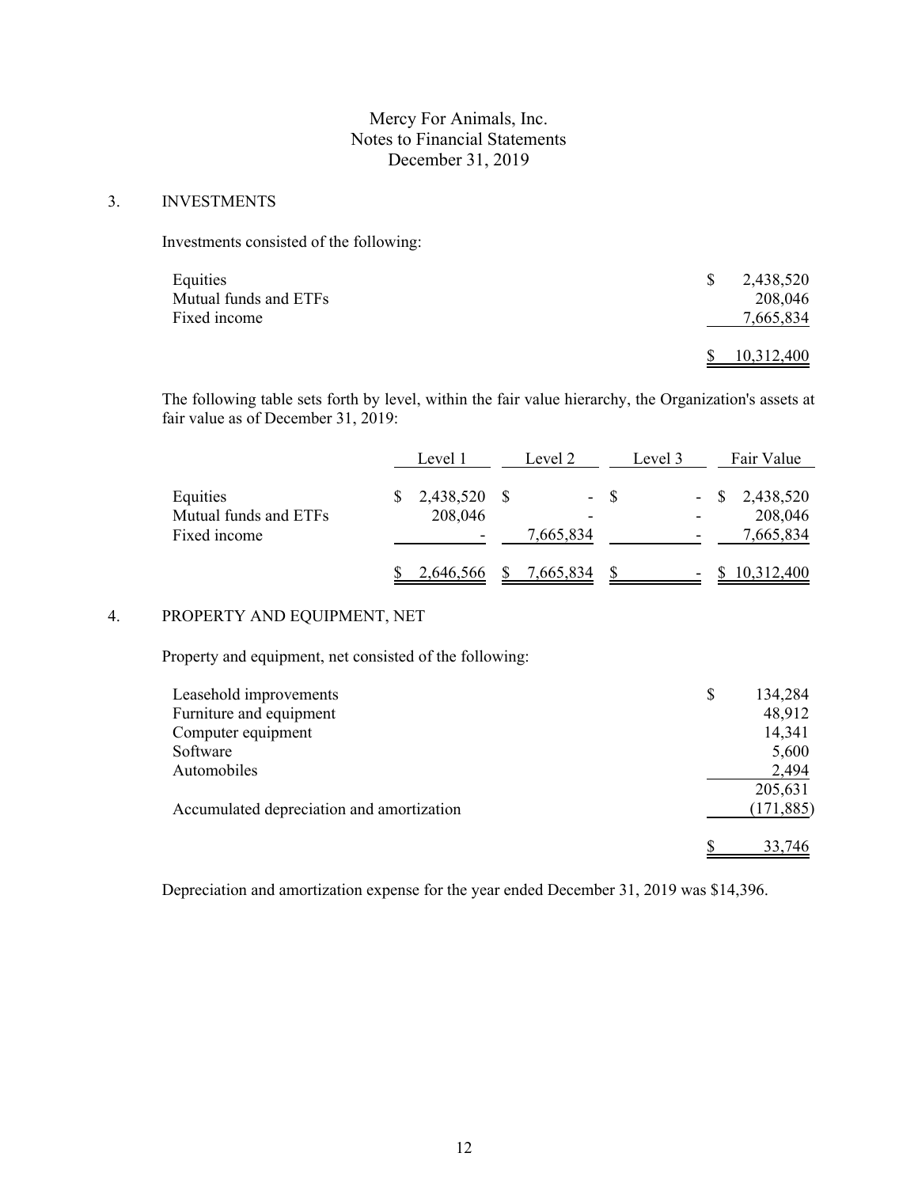Mercy For Animals, Inc.
Notes to Financial Statements
December 31, 2019

## 3. INVESTMENTS

Investments consisted of the following:

| | |
|---|---|
| Equities | $ 2,438,520 |
| Mutual funds and ETFs | 208,046 |
| Fixed income | 7,665,834 |
| | $ 10,312,400 |

The following table sets forth by level, within the fair value hierarchy, the Organization's assets at fair value as of December 31, 2019:

| | Level 1 | Level 2 | Level 3 | Fair Value |
|---|---|---|---|---|
| Equities | $ 2,438,520 | $ - | $ - | $ 2,438,520 |
| Mutual funds and ETFs | 208,046 | - | - | 208,046 |
| Fixed income | - | 7,665,834 | - | 7,665,834 |
| | $ 2,646,566 | $ 7,665,834 | $ - | $ 10,312,400 |

## 4. PROPERTY AND EQUIPMENT, NET

Property and equipment, net consisted of the following:

| | |
|---|---|
| Leasehold improvements | $ 134,284 |
| Furniture and equipment | 48,912 |
| Computer equipment | 14,341 |
| Software | 5,600 |
| Automobiles | 2,494 |
| | 205,631 |
| Accumulated depreciation and amortization | (171,885) |
| | $ 33,746 |

Depreciation and amortization expense for the year ended December 31, 2019 was $14,396.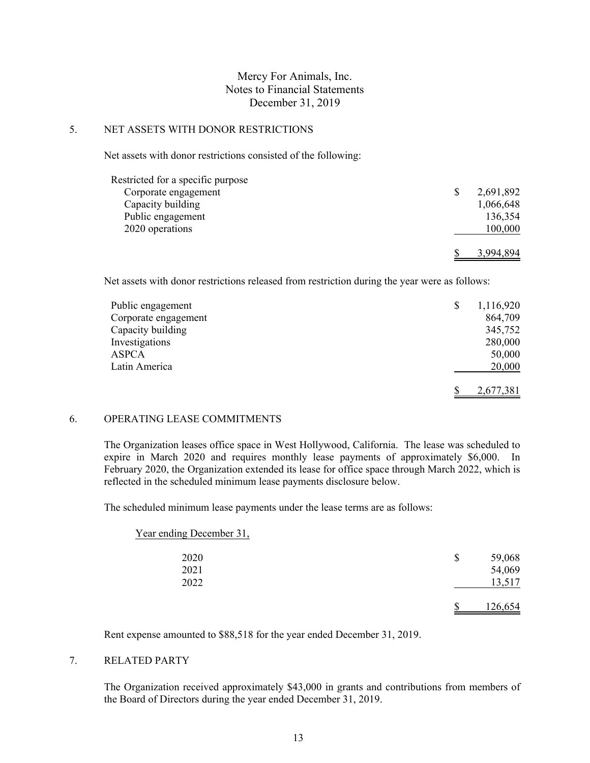Mercy For Animals, Inc.
Notes to Financial Statements
December 31, 2019

## 5. NET ASSETS WITH DONOR RESTRICTIONS

Net assets with donor restrictions consisted of the following:

| | |
|---|---|
| Restricted for a specific purpose | |
| Corporate engagement | $ 2,691,892 |
| Capacity building | 1,066,648 |
| Public engagement | 136,354 |
| 2020 operations | 100,000 |
| | $ 3,994,894 |

Net assets with donor restrictions released from restriction during the year were as follows:

| | |
|---|---|
| Public engagement | $ 1,116,920 |
| Corporate engagement | 864,709 |
| Capacity building | 345,752 |
| Investigations | 280,000 |
| ASPCA | 50,000 |
| Latin America | 20,000 |
| | $ 2,677,381 |

## 6. OPERATING LEASE COMMITMENTS

The Organization leases office space in West Hollywood, California. The lease was scheduled to expire in March 2020 and requires monthly lease payments of approximately $6,000. In February 2020, the Organization extended its lease for office space through March 2022, which is reflected in the scheduled minimum lease payments disclosure below.

The scheduled minimum lease payments under the lease terms are as follows:

| Year ending December 31, | |
|---|---|
| 2020 | $ 59,068 |
| 2021 | 54,069 |
| 2022 | 13,517 |
| | $ 126,654 |

Rent expense amounted to $88,518 for the year ended December 31, 2019.

## 7. RELATED PARTY

The Organization received approximately $43,000 in grants and contributions from members of the Board of Directors during the year ended December 31, 2019.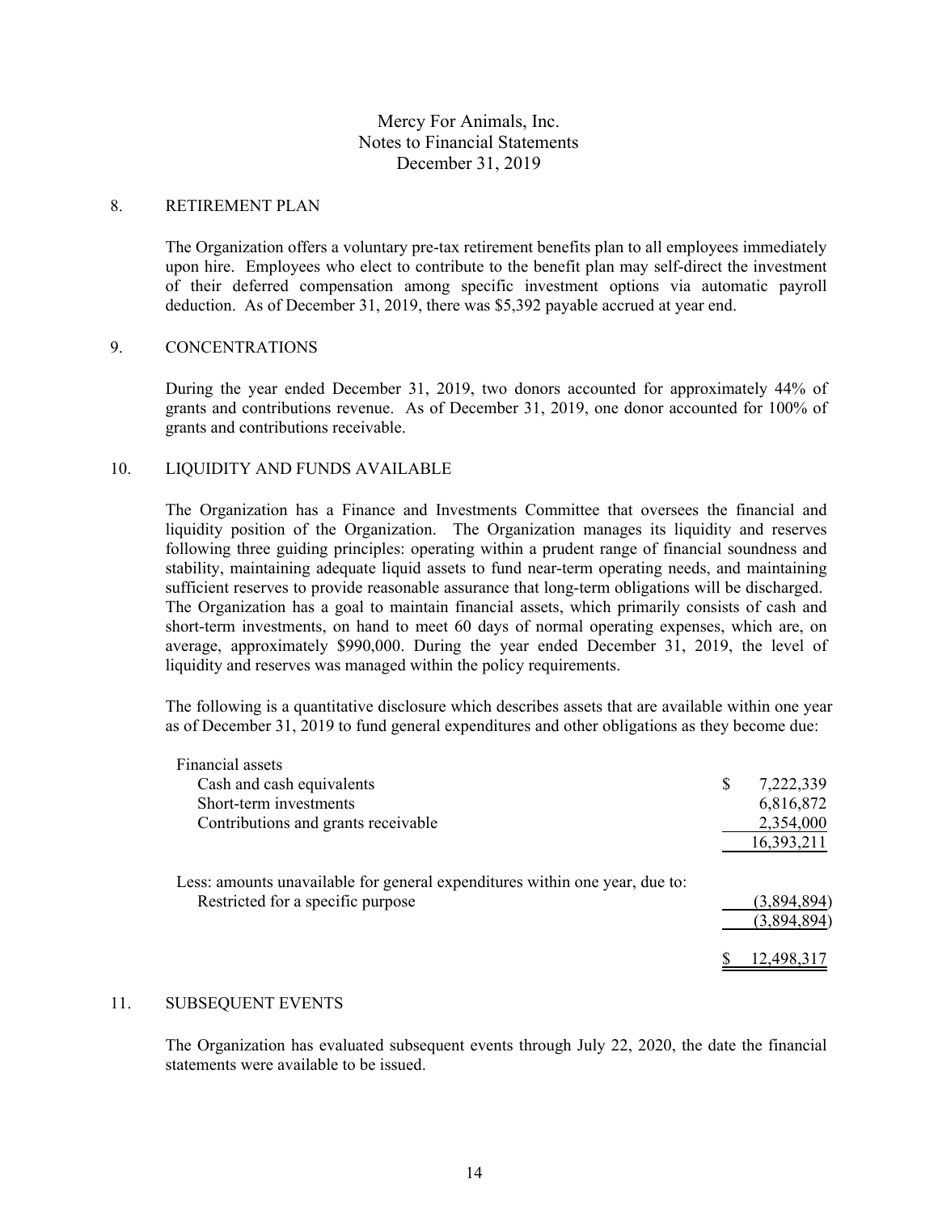Mercy For Animals, Inc.
Notes to Financial Statements
December 31, 2019

## 8. RETIREMENT PLAN

The Organization offers a voluntary pre-tax retirement benefits plan to all employees immediately upon hire. Employees who elect to contribute to the benefit plan may self-direct the investment of their deferred compensation among specific investment options via automatic payroll deduction. As of December 31, 2019, there was $5,392 payable accrued at year end.

## 9. CONCENTRATIONS

During the year ended December 31, 2019, two donors accounted for approximately 44% of grants and contributions revenue. As of December 31, 2019, one donor accounted for 100% of grants and contributions receivable.

## 10. LIQUIDITY AND FUNDS AVAILABLE

The Organization has a Finance and Investments Committee that oversees the financial and liquidity position of the Organization. The Organization manages its liquidity and reserves following three guiding principles: operating within a prudent range of financial soundness and stability, maintaining adequate liquid assets to fund near-term operating needs, and maintaining sufficient reserves to provide reasonable assurance that long-term obligations will be discharged. The Organization has a goal to maintain financial assets, which primarily consists of cash and short-term investments, on hand to meet 60 days of normal operating expenses, which are, on average, approximately $990,000. During the year ended December 31, 2019, the level of liquidity and reserves was managed within the policy requirements.

The following is a quantitative disclosure which describes assets that are available within one year as of December 31, 2019 to fund general expenditures and other obligations as they become due:

| | |
|---|---|
| Financial assets | |
| Cash and cash equivalents | $ 7,222,339 |
| Short-term investments | 6,816,872 |
| Contributions and grants receivable | 2,354,000 |
| | 16,393,211 |
| Less: amounts unavailable for general expenditures within one year, due to: | |
| Restricted for a specific purpose | (3,894,894) |
| | (3,894,894) |
| | $ 12,498,317 |

## 11. SUBSEQUENT EVENTS

The Organization has evaluated subsequent events through July 22, 2020, the date the financial statements were available to be issued.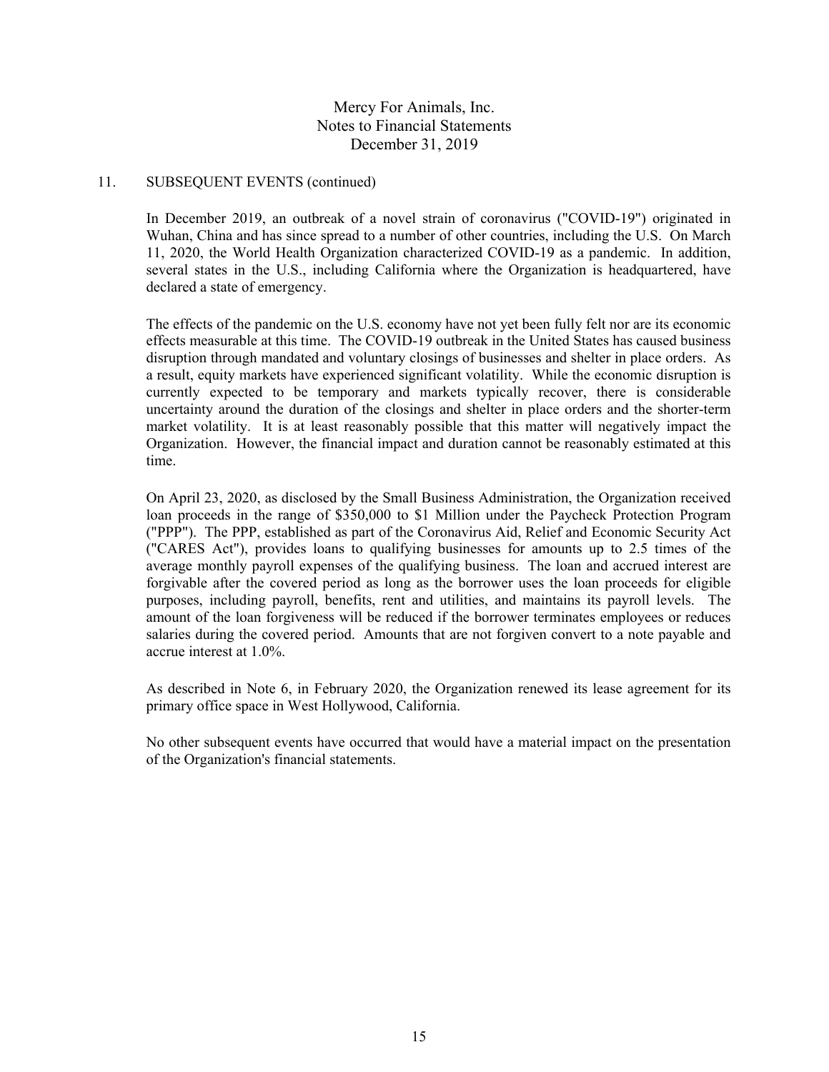## 11. SUBSEQUENT EVENTS (continued)

In December 2019, an outbreak of a novel strain of coronavirus ("COVID-19") originated in Wuhan, China and has since spread to a number of other countries, including the U.S. On March 11, 2020, the World Health Organization characterized COVID-19 as a pandemic. In addition, several states in the U.S., including California where the Organization is headquartered, have declared a state of emergency.

The effects of the pandemic on the U.S. economy have not yet been fully felt nor are its economic effects measurable at this time. The COVID-19 outbreak in the United States has caused business disruption through mandated and voluntary closings of businesses and shelter in place orders. As a result, equity markets have experienced significant volatility. While the economic disruption is currently expected to be temporary and markets typically recover, there is considerable uncertainty around the duration of the closings and shelter in place orders and the shorter-term market volatility. It is at least reasonably possible that this matter will negatively impact the Organization. However, the financial impact and duration cannot be reasonably estimated at this time.

On April 23, 2020, as disclosed by the Small Business Administration, the Organization received loan proceeds in the range of $350,000 to $1 Million under the Paycheck Protection Program ("PPP"). The PPP, established as part of the Coronavirus Aid, Relief and Economic Security Act ("CARES Act"), provides loans to qualifying businesses for amounts up to 2.5 times of the average monthly payroll expenses of the qualifying business. The loan and accrued interest are forgivable after the covered period as long as the borrower uses the loan proceeds for eligible purposes, including payroll, benefits, rent and utilities, and maintains its payroll levels. The amount of the loan forgiveness will be reduced if the borrower terminates employees or reduces salaries during the covered period. Amounts that are not forgiven convert to a note payable and accrue interest at 1.0%.

As described in Note 6, in February 2020, the Organization renewed its lease agreement for its primary office space in West Hollywood, California.

No other subsequent events have occurred that would have a material impact on the presentation of the Organization's financial statements.